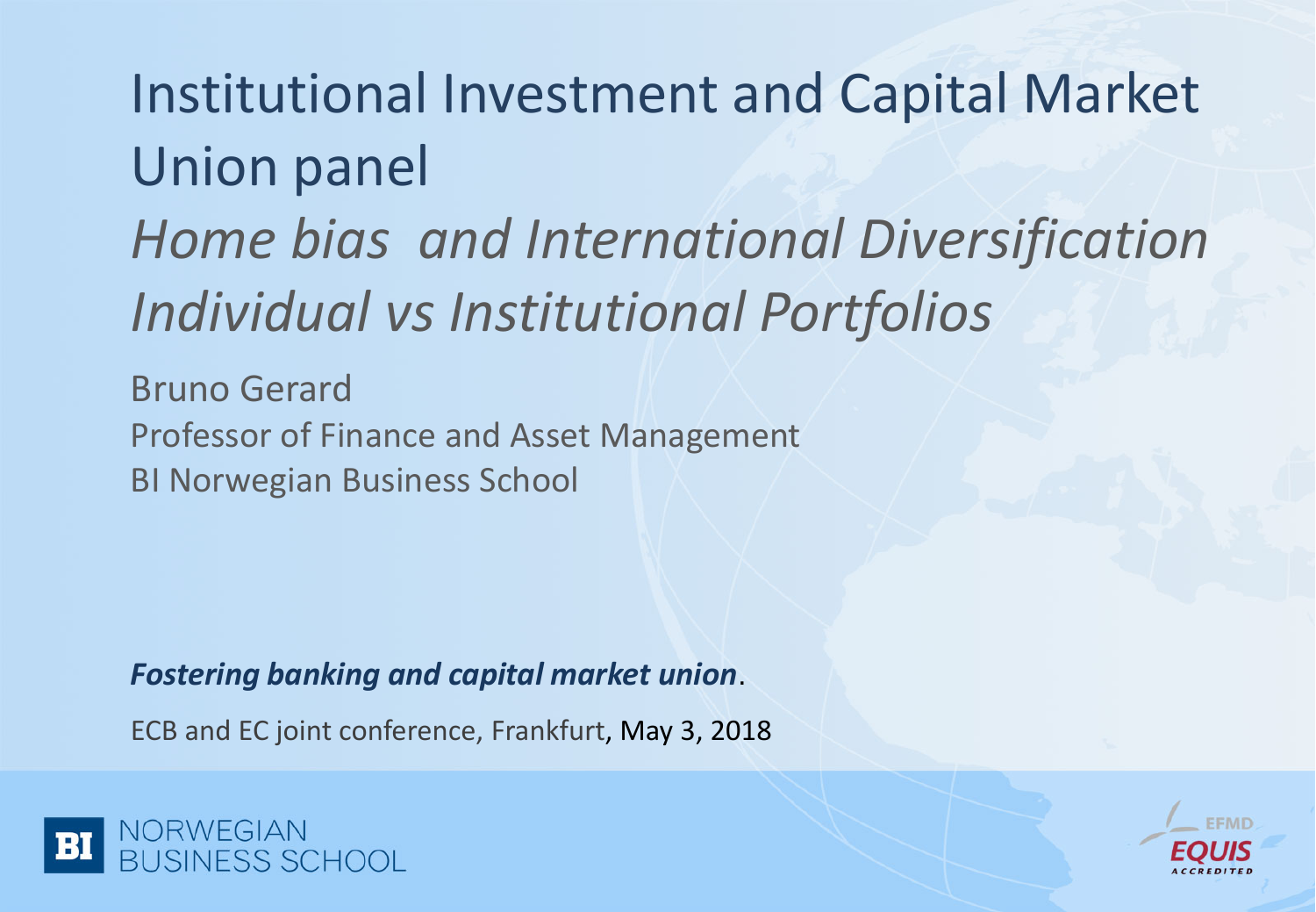# Institutional Investment and Capital Market Union panel

## *Home bias and International Diversification Individual vs Institutional Portfolios*

Bruno Gerard

Professor of Finance and Asset Management

BI Norwegian Business School

***Fostering banking and capital market union***.

ECB and EC joint conference, Frankfurt, May 3, 2018

BI NORWEGIAN BUSINESS SCHOOL

EFMD EQUIS ACCREDITED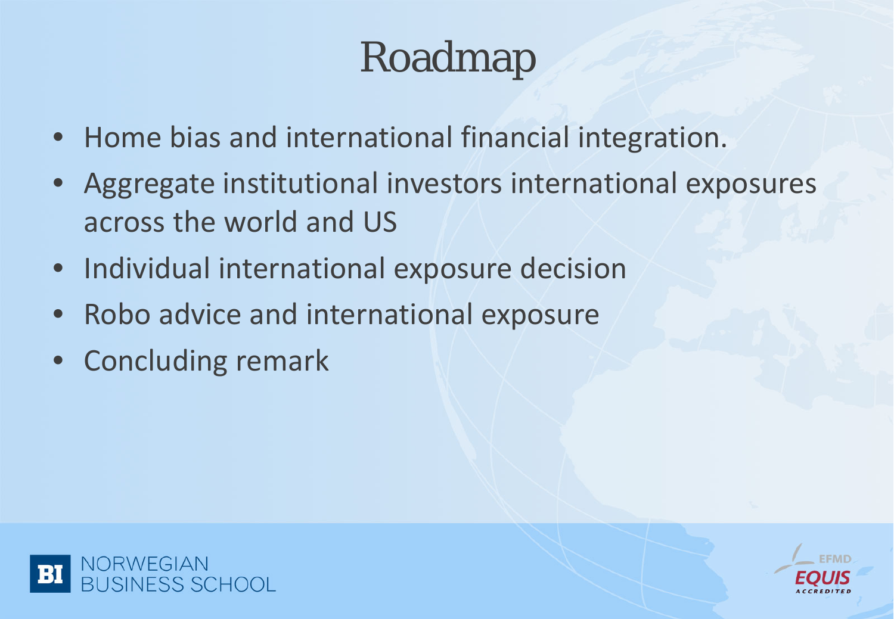# Roadmap

- Home bias and international financial integration.
- Aggregate institutional investors international exposures across the world and US
- Individual international exposure decision
- Robo advice and international exposure
- Concluding remark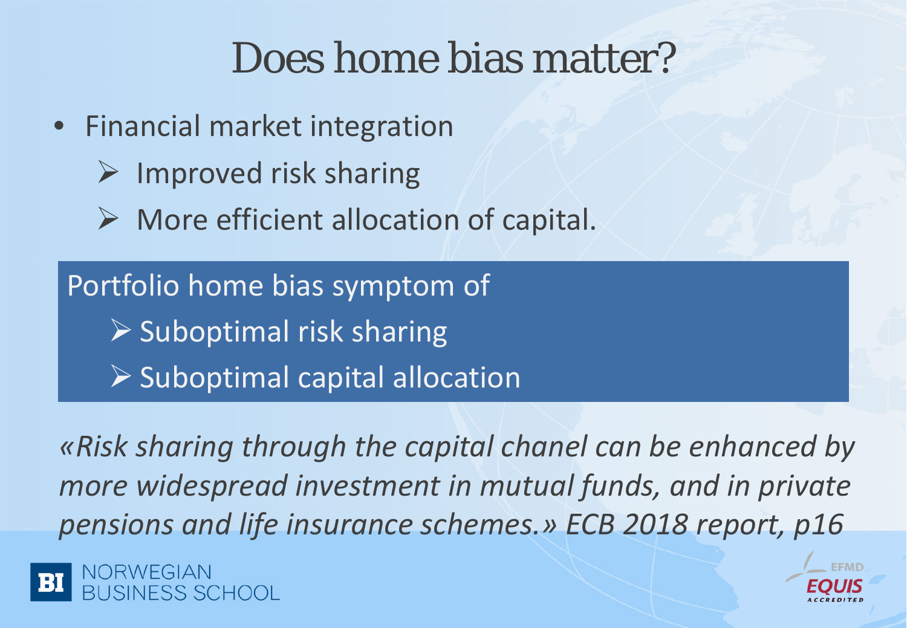# Does home bias matter?

- Financial market integration
  - Improved risk sharing
  - More efficient allocation of capital.

Portfolio home bias symptom of

- Suboptimal risk sharing
- Suboptimal capital allocation

*«Risk sharing through the capital chanel can be enhanced by more widespread investment in mutual funds, and in private pensions and life insurance schemes.» ECB 2018 report, p16*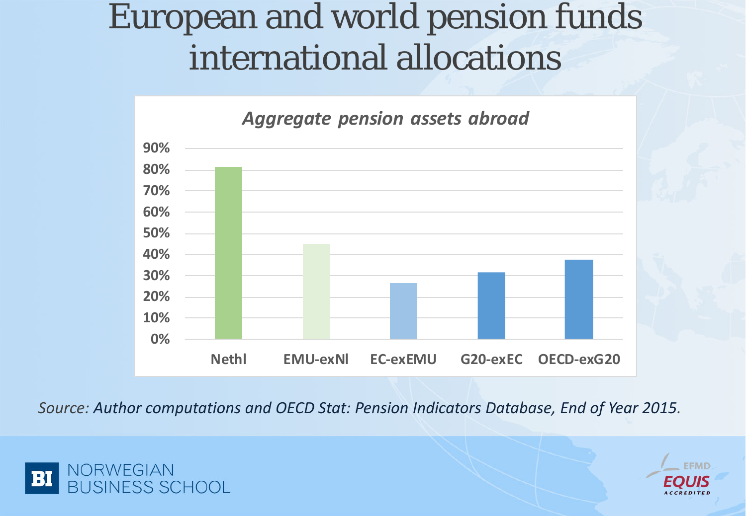# European and world pension funds international allocations

*Aggregate pension assets abroad*

| | Nethl | EMU-exNl | EC-exEMU | G20-exEC | OECD-exG20 |
|---|---|---|---|---|---|
| Aggregate pension assets abroad | ~81% | ~45% | ~26% | ~31% | ~37% |

*Source: Author computations and OECD Stat: Pension Indicators Database, End of Year 2015.*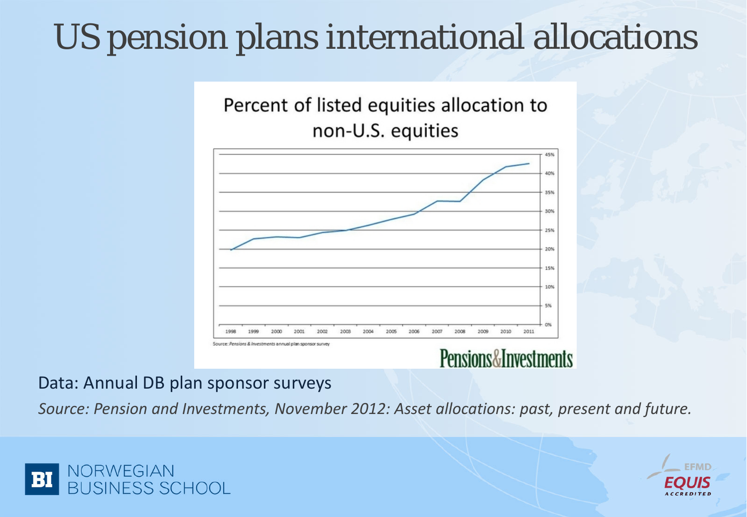# US pension plans international allocations

Percent of listed equities allocation to non-U.S. equities

Source: Pensions & Investments annual plan sponsor survey

Pensions&Investments

Data: Annual DB plan sponsor surveys

*Source: Pension and Investments, November 2012: Asset allocations: past, present and future.*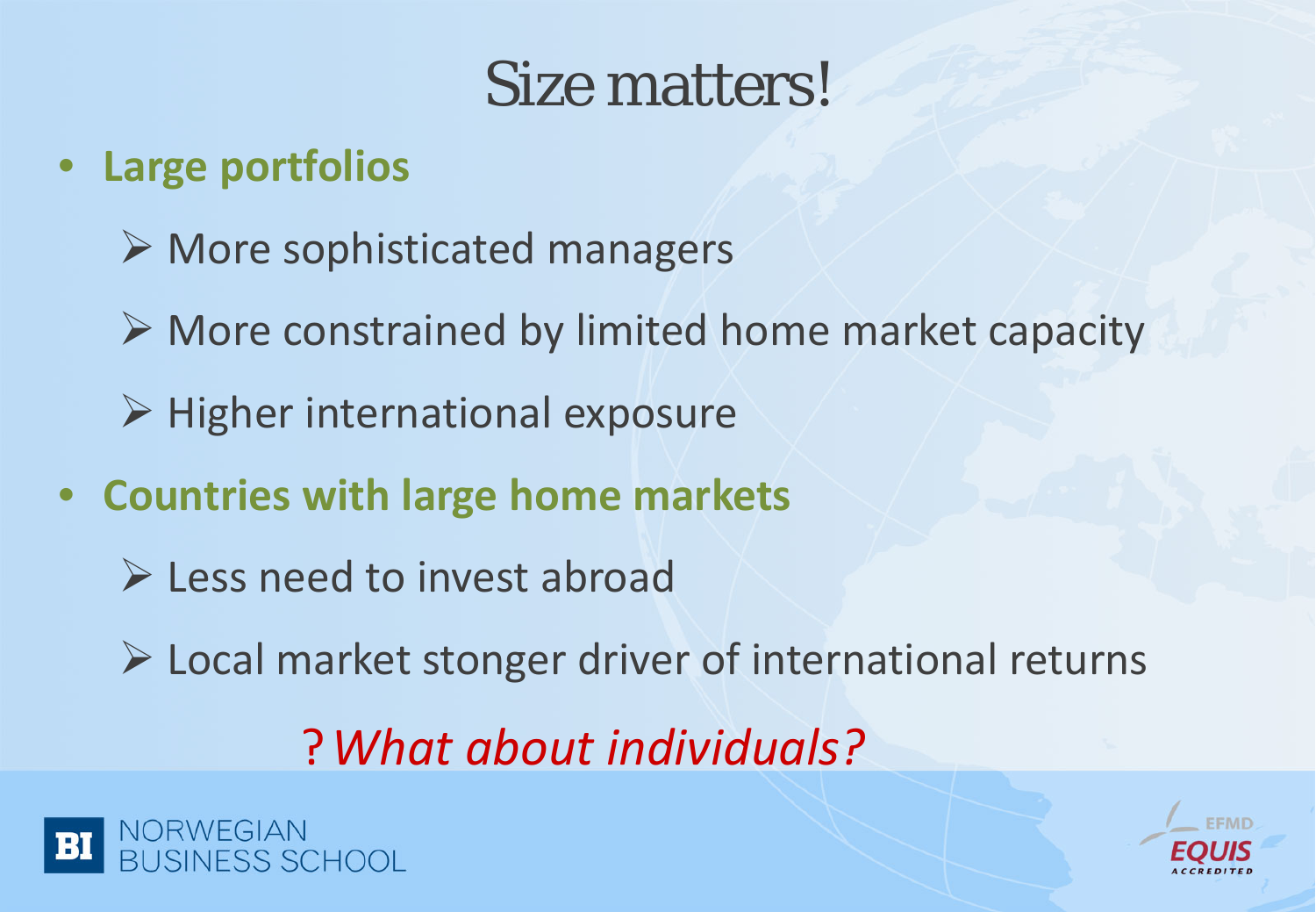# Size matters!

- **Large portfolios**
  - More sophisticated managers
  - More constrained by limited home market capacity
  - Higher international exposure
- **Countries with large home markets**
  - Less need to invest abroad
  - Local market stonger driver of international returns

? *What about individuals?*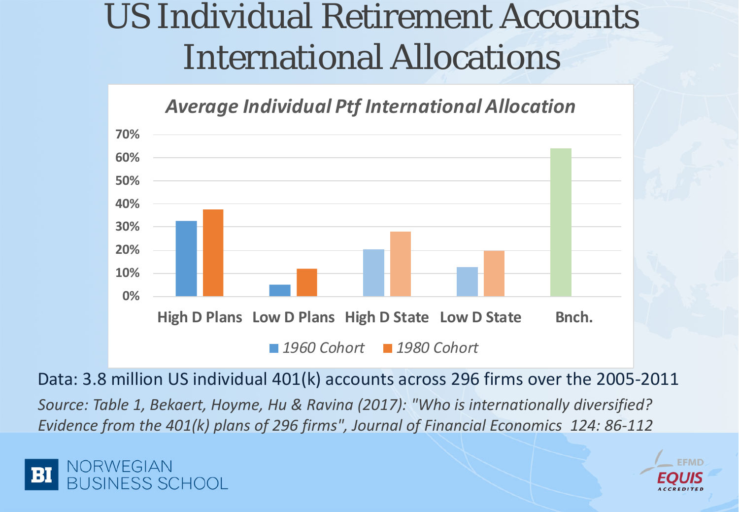# US Individual Retirement Accounts International Allocations

*Average Individual Ptf International Allocation*

| | 1960 Cohort | 1980 Cohort |
|---|---|---|
| High D Plans | 32.5% | 37.5% |
| Low D Plans | 5% | 12% |
| High D State | 20% | 28% |
| Low D State | 12.5% | 19.5% |
| Bnch. | 64% | |

Data: 3.8 million US individual 401(k) accounts across 296 firms over the 2005-2011

*Source: Table 1, Bekaert, Hoyme, Hu & Ravina (2017): "Who is internationally diversified? Evidence from the 401(k) plans of 296 firms", Journal of Financial Economics 124: 86-112*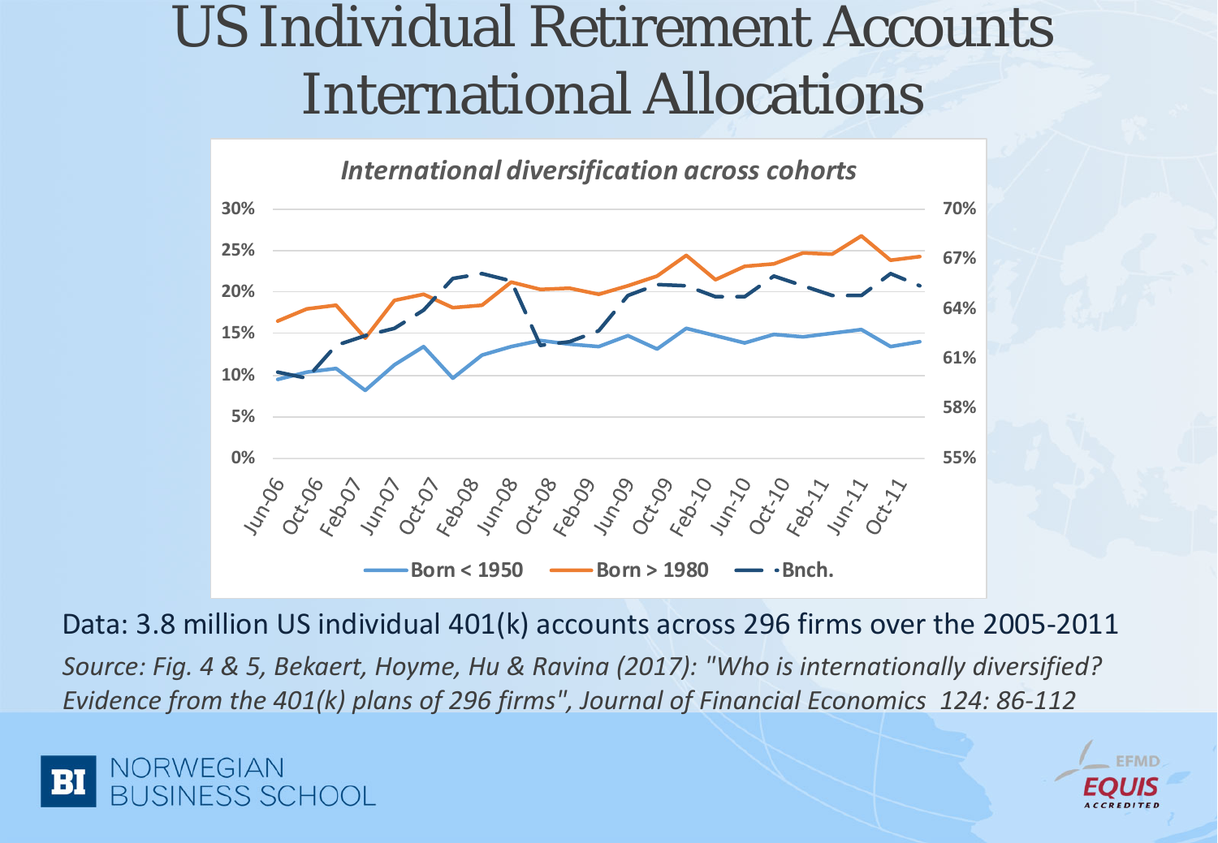# US Individual Retirement Accounts International Allocations

*International diversification across cohorts*

Born < 1950 | Born > 1980 | Bnch.

Data: 3.8 million US individual 401(k) accounts across 296 firms over the 2005-2011

*Source: Fig. 4 & 5, Bekaert, Hoyme, Hu & Ravina (2017): "Who is internationally diversified? Evidence from the 401(k) plans of 296 firms", Journal of Financial Economics 124: 86-112*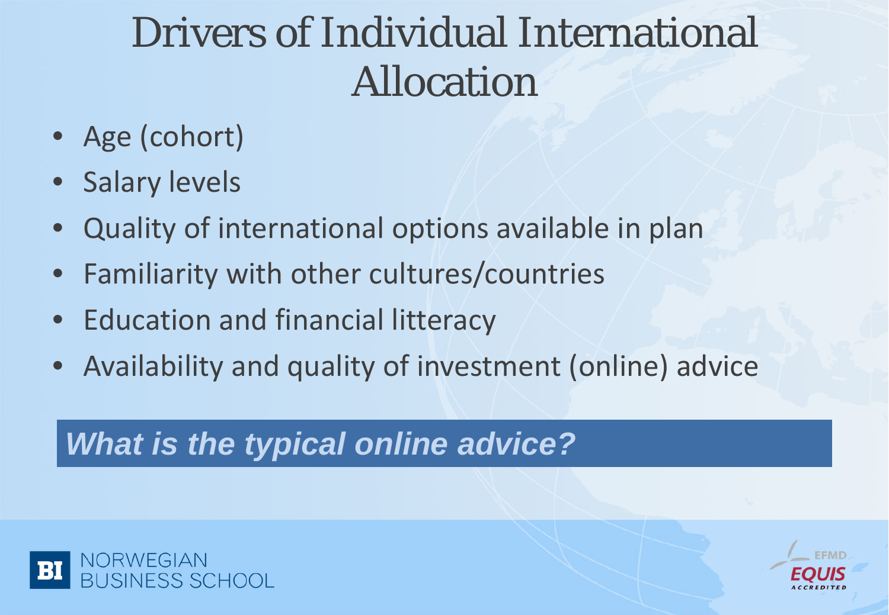# Drivers of Individual International Allocation

- Age (cohort)
- Salary levels
- Quality of international options available in plan
- Familiarity with other cultures/countries
- Education and financial litteracy
- Availability and quality of investment (online) advice

***What is the typical online advice?***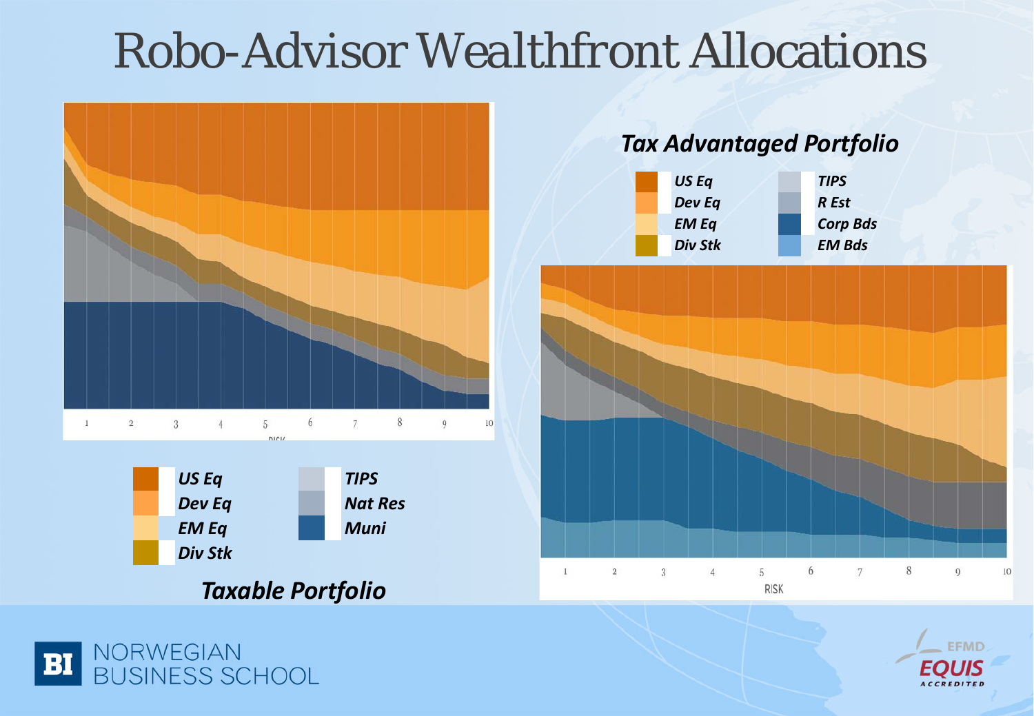# Robo-Advisor Wealthfront Allocations

### Tax Advantaged Portfolio

- US Eq
- Dev Eq
- EM Eq
- Div Stk
- TIPS
- R Est
- Corp Bds
- EM Bds

RISK: 1 2 3 4 5 6 7 8 9 10

- US Eq
- Dev Eq
- EM Eq
- Div Stk
- TIPS
- Nat Res
- Muni

### Taxable Portfolio

RISK: 1 2 3 4 5 6 7 8 9 10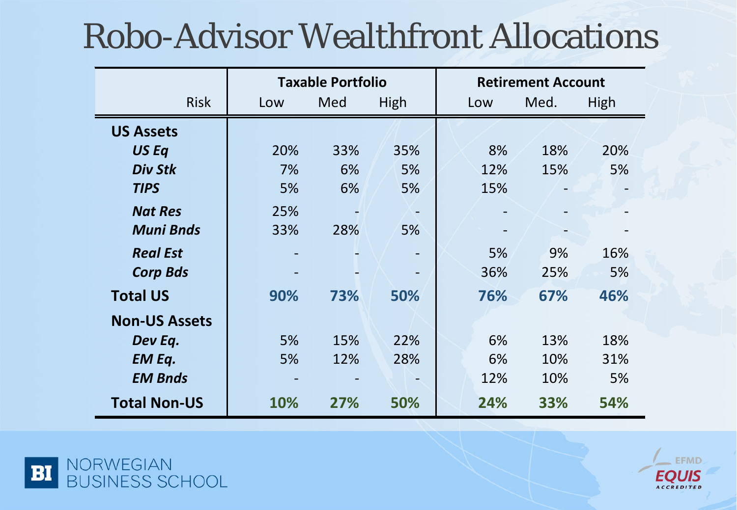# Robo-Advisor Wealthfront Allocations

| | Taxable Portfolio | | | Retirement Account | | |
|---|---|---|---|---|---|---|
| Risk | Low | Med | High | Low | Med. | High |
| **US Assets** | | | | | | |
| ***US Eq*** | 20% | 33% | 35% | 8% | 18% | 20% |
| ***Div Stk*** | 7% | 6% | 5% | 12% | 15% | 5% |
| ***TIPS*** | 5% | 6% | 5% | 15% | - | - |
| ***Nat Res*** | 25% | - | - | - | - | - |
| ***Muni Bnds*** | 33% | 28% | 5% | - | - | - |
| ***Real Est*** | - | - | - | 5% | 9% | 16% |
| ***Corp Bds*** | - | - | - | 36% | 25% | 5% |
| **Total US** | **90%** | **73%** | **50%** | **76%** | **67%** | **46%** |
| **Non-US Assets** | | | | | | |
| ***Dev Eq.*** | 5% | 15% | 22% | 6% | 13% | 18% |
| ***EM Eq.*** | 5% | 12% | 28% | 6% | 10% | 31% |
| ***EM Bnds*** | - | - | - | 12% | 10% | 5% |
| **Total Non-US** | **10%** | **27%** | **50%** | **24%** | **33%** | **54%** |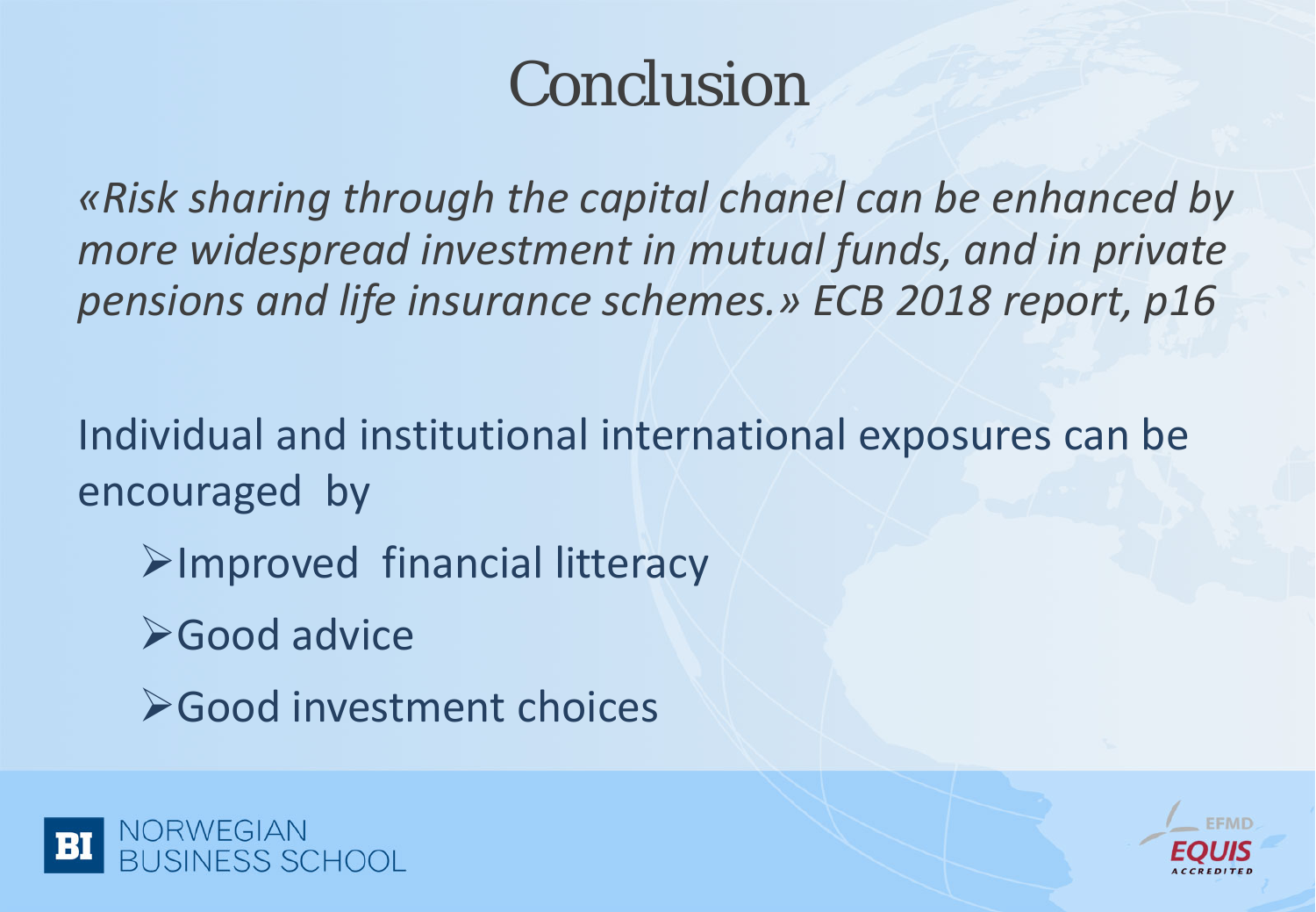# Conclusion

*«Risk sharing through the capital chanel can be enhanced by more widespread investment in mutual funds, and in private pensions and life insurance schemes.» ECB 2018 report, p16*

Individual and institutional international exposures can be encouraged by

- Improved financial litteracy
- Good advice
- Good investment choices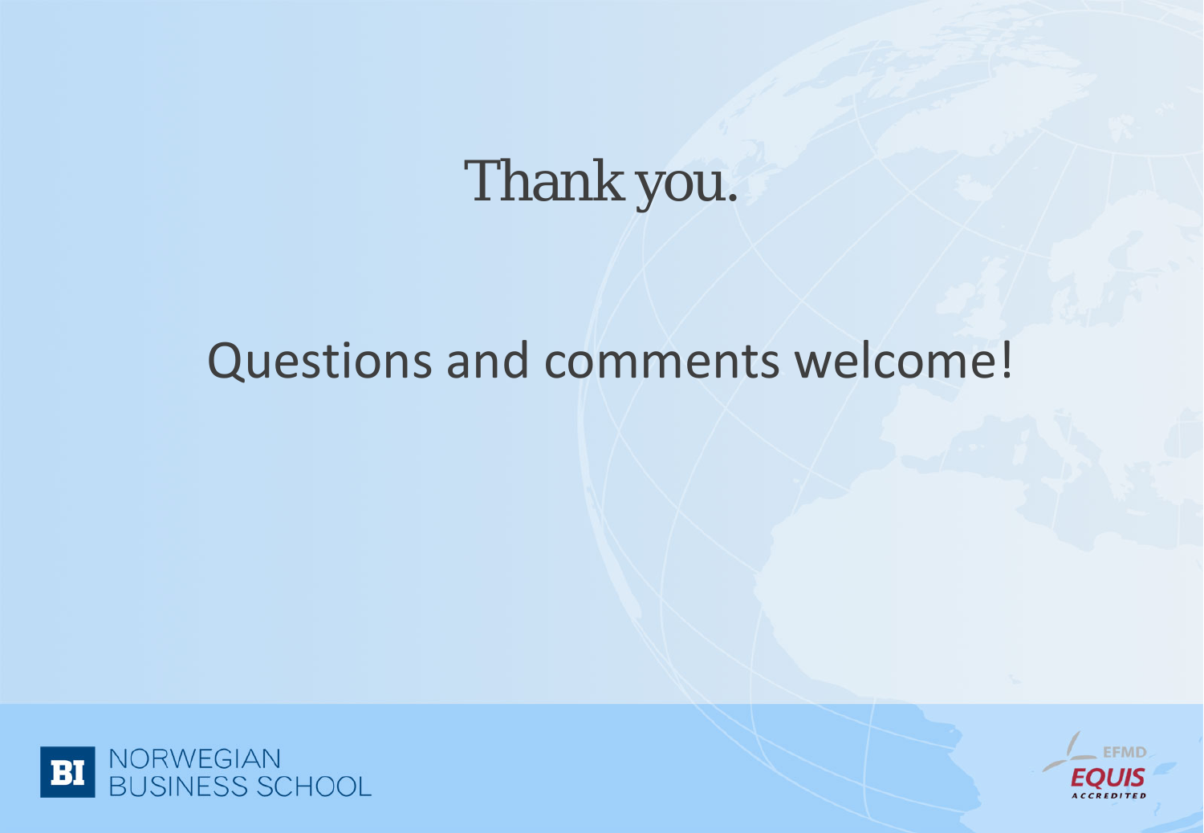# Thank you.

Questions and comments welcome!